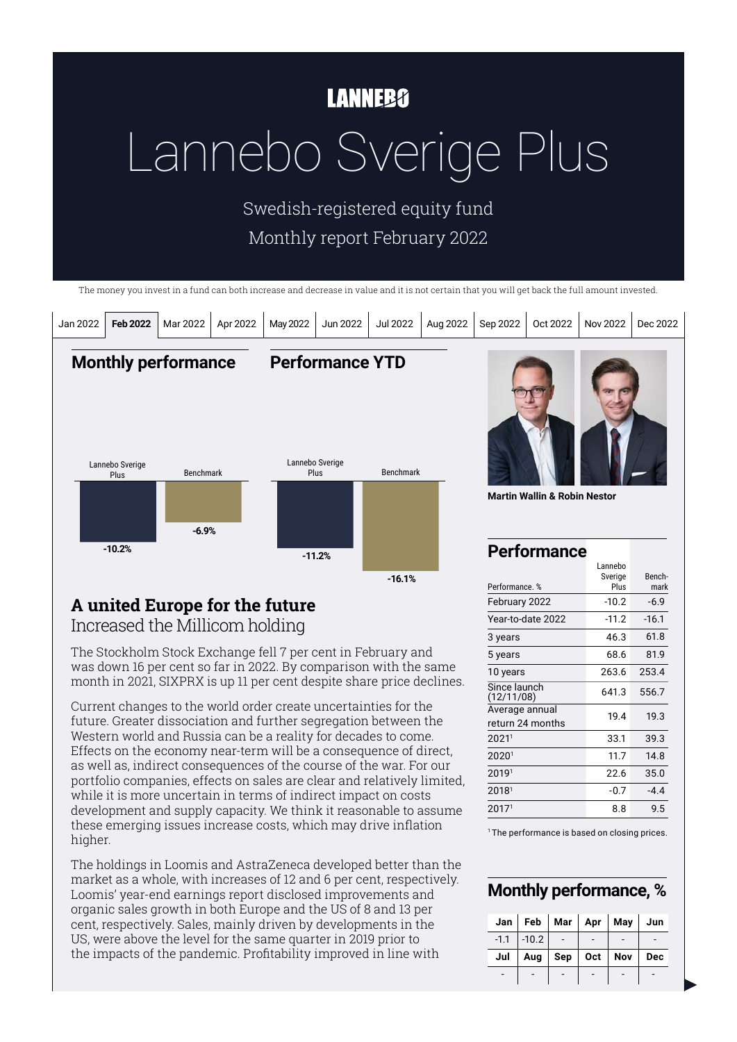LANNEBO

# Lannebo Sverige Plus

Swedish-registered equity fund

Monthly report February 2022

The money you invest in a fund can both increase and decrease in value and it is not certain that you will get back the full amount invested.

Jan 2022 | **Feb 2022** | Mar 2022 | Apr 2022 | May 2022 | Jun 2022 | Jul 2022 | Aug 2022 | Sep 2022 | Oct 2022 | Nov 2022 | Dec 2022

## Monthly performance

| Lannebo Sverige Plus | Benchmark |
|---|---|
| -10.2% | -6.9% |

## Performance YTD

| Lannebo Sverige Plus | Benchmark |
|---|---|
| -11.2% | -16.1% |

## A united Europe for the future

### Increased the Millicom holding

The Stockholm Stock Exchange fell 7 per cent in February and was down 16 per cent so far in 2022. By comparison with the same month in 2021, SIXPRX is up 11 per cent despite share price declines.

Current changes to the world order create uncertainties for the future. Greater dissociation and further segregation between the Western world and Russia can be a reality for decades to come. Effects on the economy near-term will be a consequence of direct, as well as, indirect consequences of the course of the war. For our portfolio companies, effects on sales are clear and relatively limited, while it is more uncertain in terms of indirect impact on costs development and supply capacity. We think it reasonable to assume these emerging issues increase costs, which may drive inflation higher.

The holdings in Loomis and AstraZeneca developed better than the market as a whole, with increases of 12 and 6 per cent, respectively. Loomis' year-end earnings report disclosed improvements and organic sales growth in both Europe and the US of 8 and 13 per cent, respectively. Sales, mainly driven by developments in the US, were above the level for the same quarter in 2019 prior to the impacts of the pandemic. Profitability improved in line with

**Martin Wallin & Robin Nestor**

## Performance

| Performance, % | Lannebo Sverige Plus | Benchmark |
|---|---|---|
| February 2022 | -10.2 | -6.9 |
| Year-to-date 2022 | -11.2 | -16.1 |
| 3 years | 46.3 | 61.8 |
| 5 years | 68.6 | 81.9 |
| 10 years | 263.6 | 253.4 |
| Since launch (12/11/08) | 641.3 | 556.7 |
| Average annual return 24 months | 19.4 | 19.3 |
| 2021[1] | 33.1 | 39.3 |
| 2020[1] | 11.7 | 14.8 |
| 2019[1] | 22.6 | 35.0 |
| 2018[1] | -0.7 | -4.4 |
| 2017[1] | 8.8 | 9.5 |

[1] The performance is based on closing prices.

## Monthly performance, %

| Jan | Feb | Mar | Apr | May | Jun |
|---|---|---|---|---|---|
| -1.1 | -10.2 | - | - | - | - |
| **Jul** | **Aug** | **Sep** | **Oct** | **Nov** | **Dec** |
| - | - | - | - | - | - |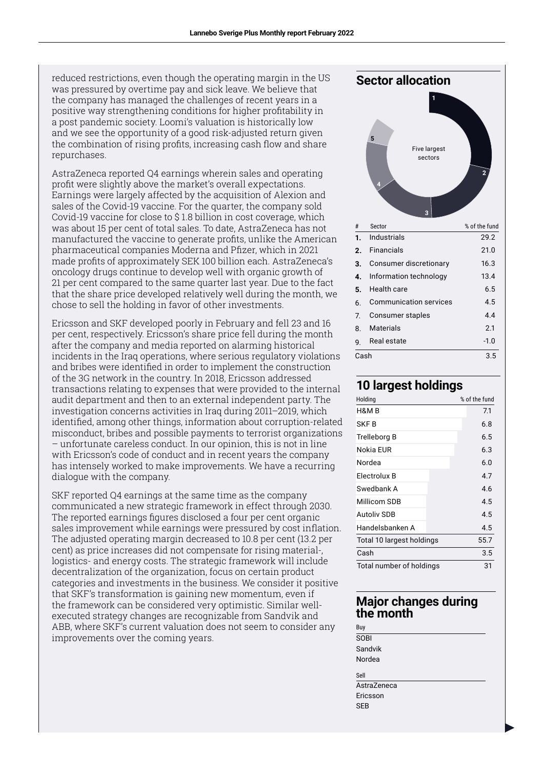reduced restrictions, even though the operating margin in the US was pressured by overtime pay and sick leave. We believe that the company has managed the challenges of recent years in a positive way strengthening conditions for higher profitability in a post pandemic society. Loomi's valuation is historically low and we see the opportunity of a good risk-adjusted return given the combination of rising profits, increasing cash flow and share repurchases.

AstraZeneca reported Q4 earnings wherein sales and operating profit were slightly above the market's overall expectations. Earnings were largely affected by the acquisition of Alexion and sales of the Covid-19 vaccine. For the quarter, the company sold Covid-19 vaccine for close to $ 1.8 billion in cost coverage, which was about 15 per cent of total sales. To date, AstraZeneca has not manufactured the vaccine to generate profits, unlike the American pharmaceutical companies Moderna and Pfizer, which in 2021 made profits of approximately SEK 100 billion each. AstraZeneca's oncology drugs continue to develop well with organic growth of 21 per cent compared to the same quarter last year. Due to the fact that the share price developed relatively well during the month, we chose to sell the holding in favor of other investments.

Ericsson and SKF developed poorly in February and fell 23 and 16 per cent, respectively. Ericsson's share price fell during the month after the company and media reported on alarming historical incidents in the Iraq operations, where serious regulatory violations and bribes were identified in order to implement the construction of the 3G network in the country. In 2018, Ericsson addressed transactions relating to expenses that were provided to the internal audit department and then to an external independent party. The investigation concerns activities in Iraq during 2011–2019, which identified, among other things, information about corruption-related misconduct, bribes and possible payments to terrorist organizations – unfortunate careless conduct. In our opinion, this is not in line with Ericsson's code of conduct and in recent years the company has intensely worked to make improvements. We have a recurring dialogue with the company.

SKF reported Q4 earnings at the same time as the company communicated a new strategic framework in effect through 2030. The reported earnings figures disclosed a four per cent organic sales improvement while earnings were pressured by cost inflation. The adjusted operating margin decreased to 10.8 per cent (13.2 per cent) as price increases did not compensate for rising material-, logistics- and energy costs. The strategic framework will include decentralization of the organization, focus on certain product categories and investments in the business. We consider it positive that SKF's transformation is gaining new momentum, even if the framework can be considered very optimistic. Similar well-executed strategy changes are recognizable from Sandvik and ABB, where SKF's current valuation does not seem to consider any improvements over the coming years.

## Sector allocation

Five largest sectors

| # | Sector | % of the fund |
|---|---|---|
| 1. | Industrials | 29.2 |
| 2. | Financials | 21.0 |
| 3. | Consumer discretionary | 16.3 |
| 4. | Information technology | 13.4 |
| 5. | Health care | 6.5 |
| 6. | Communication services | 4.5 |
| 7. | Consumer staples | 4.4 |
| 8. | Materials | 2.1 |
| 9. | Real estate | -1.0 |
| | Cash | 3.5 |

## 10 largest holdings

| Holding | % of the fund |
|---|---|
| H&M B | 7.1 |
| SKF B | 6.8 |
| Trelleborg B | 6.5 |
| Nokia EUR | 6.3 |
| Nordea | 6.0 |
| Electrolux B | 4.7 |
| Swedbank A | 4.6 |
| Millicom SDB | 4.5 |
| Autoliv SDB | 4.5 |
| Handelsbanken A | 4.5 |
| Total 10 largest holdings | 55.7 |
| Cash | 3.5 |
| Total number of holdings | 31 |

## Major changes during the month

**Buy**

SOBI
Sandvik
Nordea

**Sell**

AstraZeneca
Ericsson
SEB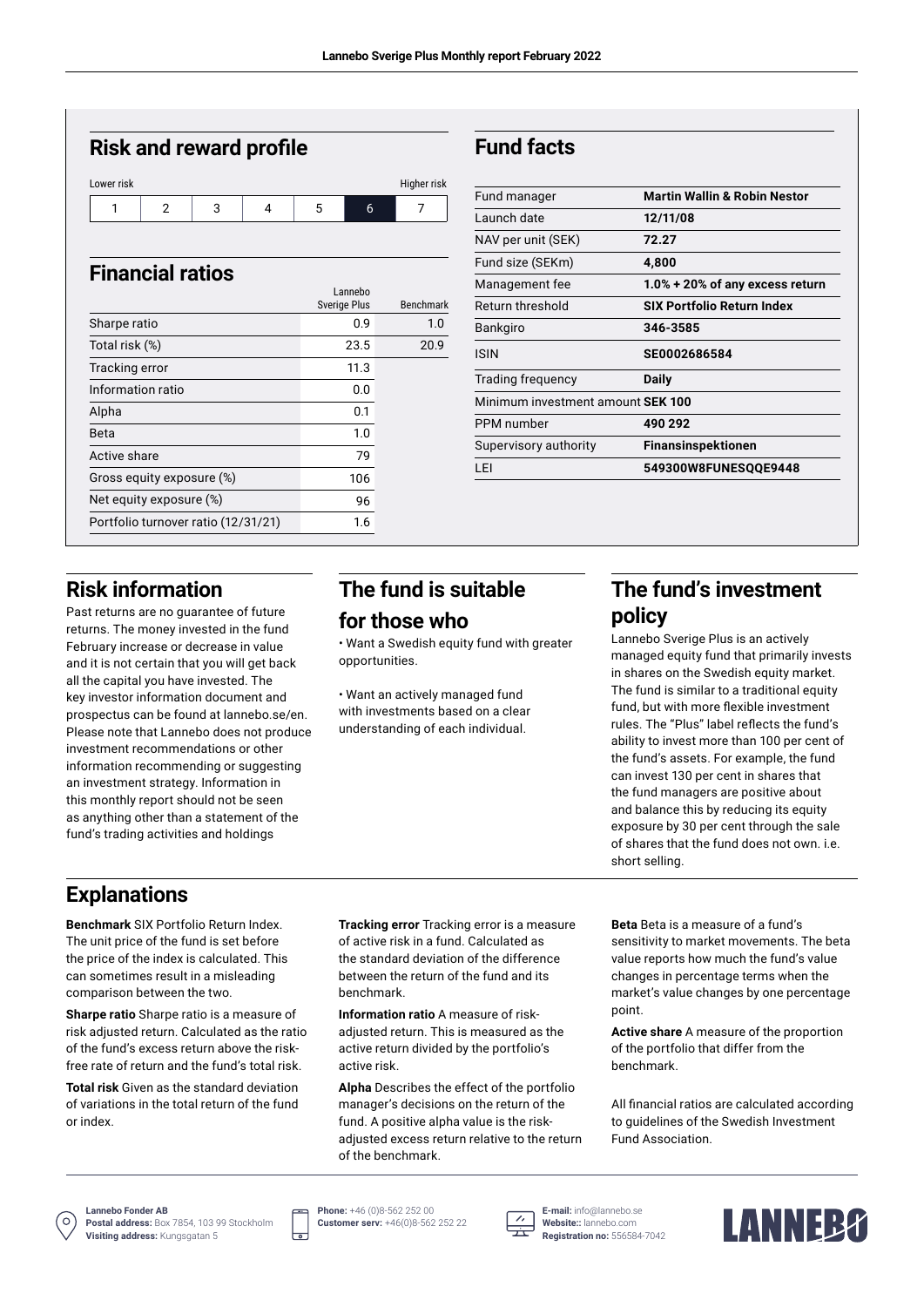## Risk and reward profile

Lower risk — Higher risk

| 1 | 2 | 3 | 4 | 5 | 6 | 7 |
|---|---|---|---|---|---|---|

(Selected: 6)

## Financial ratios

| | Lannebo Sverige Plus | Benchmark |
|---|---|---|
| Sharpe ratio | 0.9 | 1.0 |
| Total risk (%) | 23.5 | 20.9 |
| Tracking error | 11.3 | |
| Information ratio | 0.0 | |
| Alpha | 0.1 | |
| Beta | 1.0 | |
| Active share | 79 | |
| Gross equity exposure (%) | 106 | |
| Net equity exposure (%) | 96 | |
| Portfolio turnover ratio (12/31/21) | 1.6 | |

## Fund facts

| | |
|---|---|
| Fund manager | **Martin Wallin & Robin Nestor** |
| Launch date | **12/11/08** |
| NAV per unit (SEK) | **72.27** |
| Fund size (SEKm) | **4,800** |
| Management fee | **1.0% + 20% of any excess return** |
| Return threshold | **SIX Portfolio Return Index** |
| Bankgiro | **346-3585** |
| ISIN | **SE0002686584** |
| Trading frequency | **Daily** |
| Minimum investment amount | **SEK 100** |
| PPM number | **490 292** |
| Supervisory authority | **Finansinspektionen** |
| LEI | **549300W8FUNESQQE9448** |

## Risk information

Past returns are no guarantee of future returns. The money invested in the fund February increase or decrease in value and it is not certain that you will get back all the capital you have invested. The key investor information document and prospectus can be found at lannebo.se/en. Please note that Lannebo does not produce investment recommendations or other information recommending or suggesting an investment strategy. Information in this monthly report should not be seen as anything other than a statement of the fund's trading activities and holdings

## The fund is suitable for those who

- Want a Swedish equity fund with greater opportunities.
- Want an actively managed fund with investments based on a clear understanding of each individual.

## The fund's investment policy

Lannebo Sverige Plus is an actively managed equity fund that primarily invests in shares on the Swedish equity market. The fund is similar to a traditional equity fund, but with more flexible investment rules. The "Plus" label reflects the fund's ability to invest more than 100 per cent of the fund's assets. For example, the fund can invest 130 per cent in shares that the fund managers are positive about and balance this by reducing its equity exposure by 30 per cent through the sale of shares that the fund does not own. i.e. short selling.

## Explanations

**Benchmark** SIX Portfolio Return Index. The unit price of the fund is set before the price of the index is calculated. This can sometimes result in a misleading comparison between the two.

**Sharpe ratio** Sharpe ratio is a measure of risk adjusted return. Calculated as the ratio of the fund's excess return above the risk-free rate of return and the fund's total risk.

**Total risk** Given as the standard deviation of variations in the total return of the fund or index.

**Tracking error** Tracking error is a measure of active risk in a fund. Calculated as the standard deviation of the difference between the return of the fund and its benchmark.

**Information ratio** A measure of risk-adjusted return. This is measured as the active return divided by the portfolio's active risk.

**Alpha** Describes the effect of the portfolio manager's decisions on the return of the fund. A positive alpha value is the risk-adjusted excess return relative to the return of the benchmark.

**Beta** Beta is a measure of a fund's sensitivity to market movements. The beta value reports how much the fund's value changes in percentage terms when the market's value changes by one percentage point.

**Active share** A measure of the proportion of the portfolio that differ from the benchmark.

All financial ratios are calculated according to guidelines of the Swedish Investment Fund Association.

**Lannebo Fonder AB**
**Postal address:** Box 7854, 103 99 Stockholm
**Visiting address:** Kungsgatan 5

**Phone:** +46 (0)8-562 252 00
**Customer serv:** +46(0)8-562 252 22

**E-mail:** info@lannebo.se
**Website::** lannebo.com
**Registration no:** 556584-7042

LANNEBO